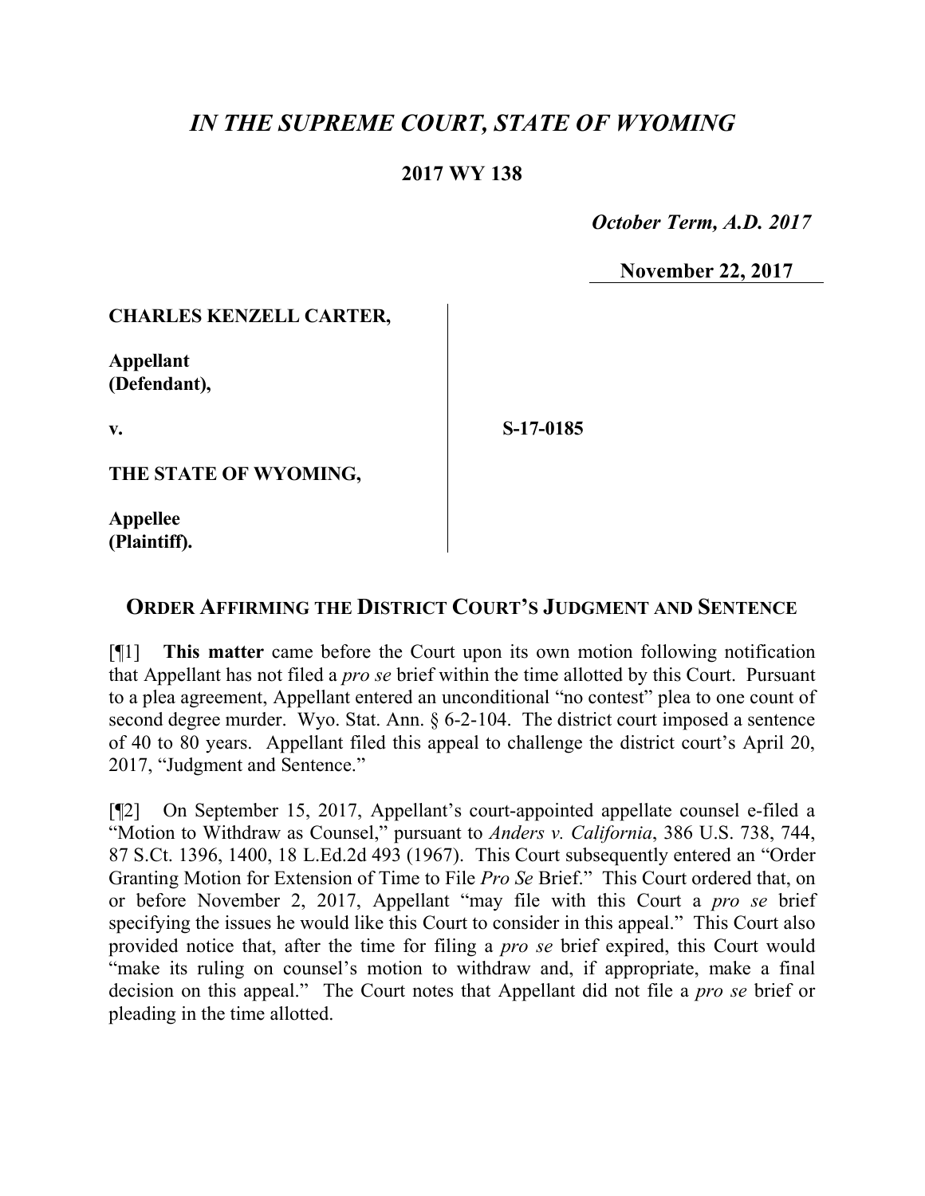# *IN THE SUPREME COURT, STATE OF WYOMING*

**2017 WY 138**

*October Term, A.D. 2017*

**November 22, 2017**

**CHARLES KENZELL CARTER,**

**Appellant (Defendant),**

**v.**

**S-17-0185**

**THE STATE OF WYOMING,**

**Appellee (Plaintiff).**

## ORDER AFFIRMING THE DISTRICT COURT'S JUDGMENT AND SENTENCE

[¶1] **This matter** came before the Court upon its own motion following notification that Appellant has not filed a *pro se* brief within the time allotted by this Court. Pursuant to a plea agreement, Appellant entered an unconditional "no contest" plea to one count of second degree murder. Wyo. Stat. Ann. § 6-2-104. The district court imposed a sentence of 40 to 80 years. Appellant filed this appeal to challenge the district court's April 20, 2017, "Judgment and Sentence."

[¶2] On September 15, 2017, Appellant's court-appointed appellate counsel e-filed a "Motion to Withdraw as Counsel," pursuant to *Anders v. California*, 386 U.S. 738, 744, 87 S.Ct. 1396, 1400, 18 L.Ed.2d 493 (1967). This Court subsequently entered an "Order Granting Motion for Extension of Time to File *Pro Se* Brief." This Court ordered that, on or before November 2, 2017, Appellant "may file with this Court a *pro se* brief specifying the issues he would like this Court to consider in this appeal." This Court also provided notice that, after the time for filing a *pro se* brief expired, this Court would "make its ruling on counsel's motion to withdraw and, if appropriate, make a final decision on this appeal." The Court notes that Appellant did not file a *pro se* brief or pleading in the time allotted.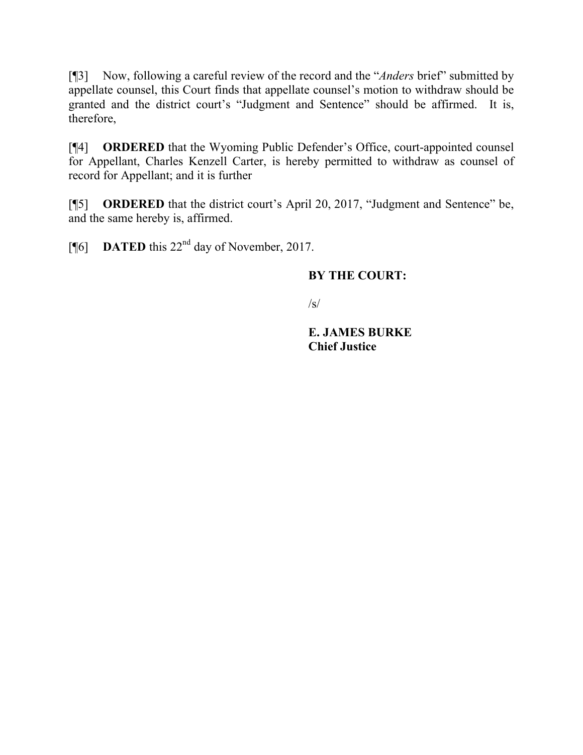[¶3] Now, following a careful review of the record and the "*Anders* brief" submitted by appellate counsel, this Court finds that appellate counsel's motion to withdraw should be granted and the district court's "Judgment and Sentence" should be affirmed. It is, therefore,

[¶4] **ORDERED** that the Wyoming Public Defender's Office, court-appointed counsel for Appellant, Charles Kenzell Carter, is hereby permitted to withdraw as counsel of record for Appellant; and it is further

[¶5] **ORDERED** that the district court's April 20, 2017, "Judgment and Sentence" be, and the same hereby is, affirmed.

[¶6] **DATED** this 22nd day of November, 2017.

**BY THE COURT:**

/s/

**E. JAMES BURKE**
**Chief Justice**